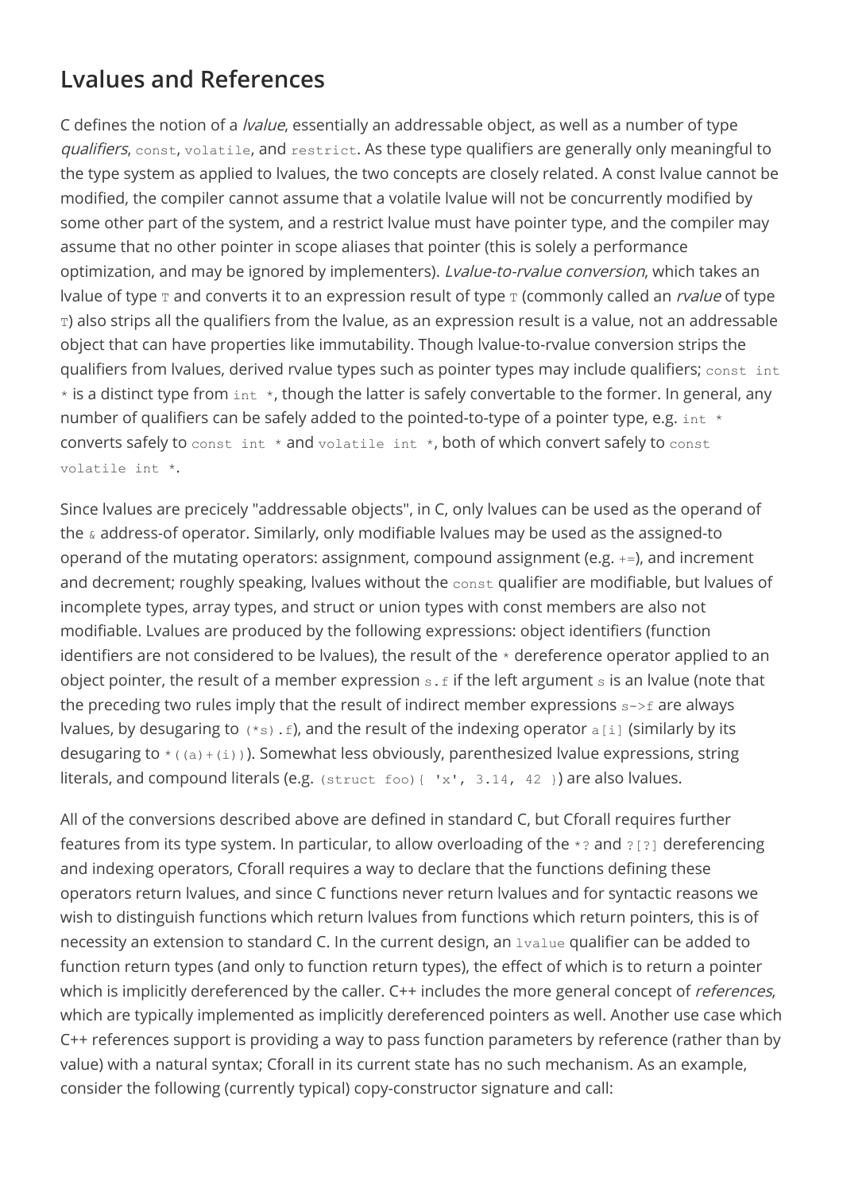## Lvalues and References

C defines the notion of a *lvalue*, essentially an addressable object, as well as a number of type *qualifiers*, `const`, `volatile`, and `restrict`. As these type qualifiers are generally only meaningful to the type system as applied to lvalues, the two concepts are closely related. A const lvalue cannot be modified, the compiler cannot assume that a volatile lvalue will not be concurrently modified by some other part of the system, and a restrict lvalue must have pointer type, and the compiler may assume that no other pointer in scope aliases that pointer (this is solely a performance optimization, and may be ignored by implementers). *Lvalue-to-rvalue conversion*, which takes an lvalue of type `T` and converts it to an expression result of type `T` (commonly called an *rvalue* of type `T`) also strips all the qualifiers from the lvalue, as an expression result is a value, not an addressable object that can have properties like immutability. Though lvalue-to-rvalue conversion strips the qualifiers from lvalues, derived rvalue types such as pointer types may include qualifiers; `const int *` is a distinct type from `int *`, though the latter is safely convertable to the former. In general, any number of qualifiers can be safely added to the pointed-to-type of a pointer type, e.g. `int *` converts safely to `const int *` and `volatile int *`, both of which convert safely to `const volatile int *`.

Since lvalues are precicely "addressable objects", in C, only lvalues can be used as the operand of the `&` address-of operator. Similarly, only modifiable lvalues may be used as the assigned-to operand of the mutating operators: assignment, compound assignment (e.g. `+=`), and increment and decrement; roughly speaking, lvalues without the `const` qualifier are modifiable, but lvalues of incomplete types, array types, and struct or union types with const members are also not modifiable. Lvalues are produced by the following expressions: object identifiers (function identifiers are not considered to be lvalues), the result of the `*` dereference operator applied to an object pointer, the result of a member expression `s.f` if the left argument `s` is an lvalue (note that the preceding two rules imply that the result of indirect member expressions `s->f` are always lvalues, by desugaring to `(*s).f`), and the result of the indexing operator `a[i]` (similarly by its desugaring to `*((a)+(i))`). Somewhat less obviously, parenthesized lvalue expressions, string literals, and compound literals (e.g. `(struct foo){ 'x', 3.14, 42 }`) are also lvalues.

All of the conversions described above are defined in standard C, but Cforall requires further features from its type system. In particular, to allow overloading of the `*?` and `?[?]` dereferencing and indexing operators, Cforall requires a way to declare that the functions defining these operators return lvalues, and since C functions never return lvalues and for syntactic reasons we wish to distinguish functions which return lvalues from functions which return pointers, this is of necessity an extension to standard C. In the current design, an `lvalue` qualifier can be added to function return types (and only to function return types), the effect of which is to return a pointer which is implicitly dereferenced by the caller. C++ includes the more general concept of *references*, which are typically implemented as implicitly dereferenced pointers as well. Another use case which C++ references support is providing a way to pass function parameters by reference (rather than by value) with a natural syntax; Cforall in its current state has no such mechanism. As an example, consider the following (currently typical) copy-constructor signature and call: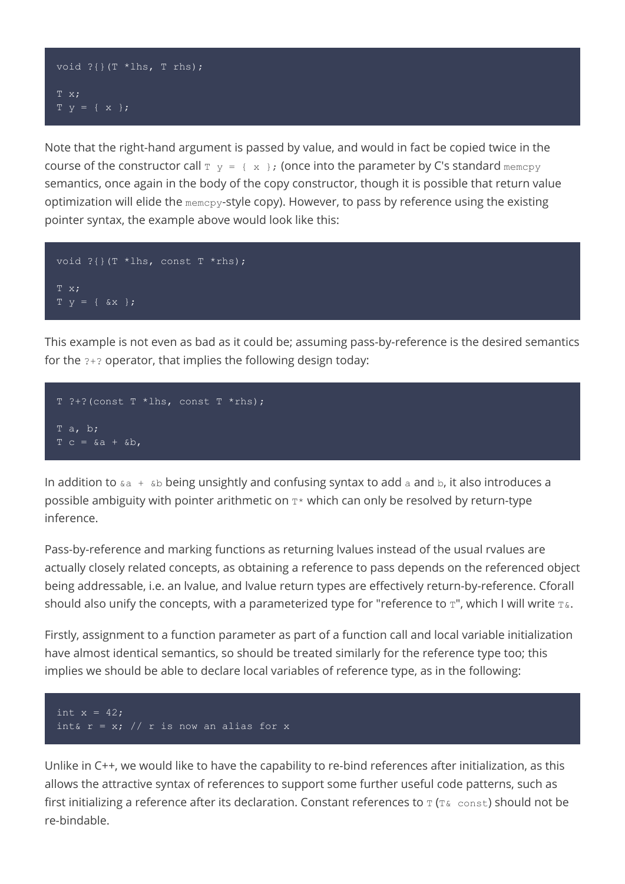```
void ?{}(T *lhs, T rhs);

T x;
T y = { x };
```

Note that the right-hand argument is passed by value, and would in fact be copied twice in the course of the constructor call `T y = { x };` (once into the parameter by C's standard `memcpy` semantics, once again in the body of the copy constructor, though it is possible that return value optimization will elide the `memcpy`-style copy). However, to pass by reference using the existing pointer syntax, the example above would look like this:

```
void ?{}(T *lhs, const T *rhs);

T x;
T y = { &x };
```

This example is not even as bad as it could be; assuming pass-by-reference is the desired semantics for the `?+?` operator, that implies the following design today:

```
T ?+?(const T *lhs, const T *rhs);

T a, b;
T c = &a + &b,
```

In addition to `&a + &b` being unsightly and confusing syntax to add `a` and `b`, it also introduces a possible ambiguity with pointer arithmetic on `T*` which can only be resolved by return-type inference.

Pass-by-reference and marking functions as returning lvalues instead of the usual rvalues are actually closely related concepts, as obtaining a reference to pass depends on the referenced object being addressable, i.e. an lvalue, and lvalue return types are effectively return-by-reference. Cforall should also unify the concepts, with a parameterized type for "reference to `T`", which I will write `T&`.

Firstly, assignment to a function parameter as part of a function call and local variable initialization have almost identical semantics, so should be treated similarly for the reference type too; this implies we should be able to declare local variables of reference type, as in the following:

```
int x = 42;
int& r = x; // r is now an alias for x
```

Unlike in C++, we would like to have the capability to re-bind references after initialization, as this allows the attractive syntax of references to support some further useful code patterns, such as first initializing a reference after its declaration. Constant references to `T` (`T& const`) should not be re-bindable.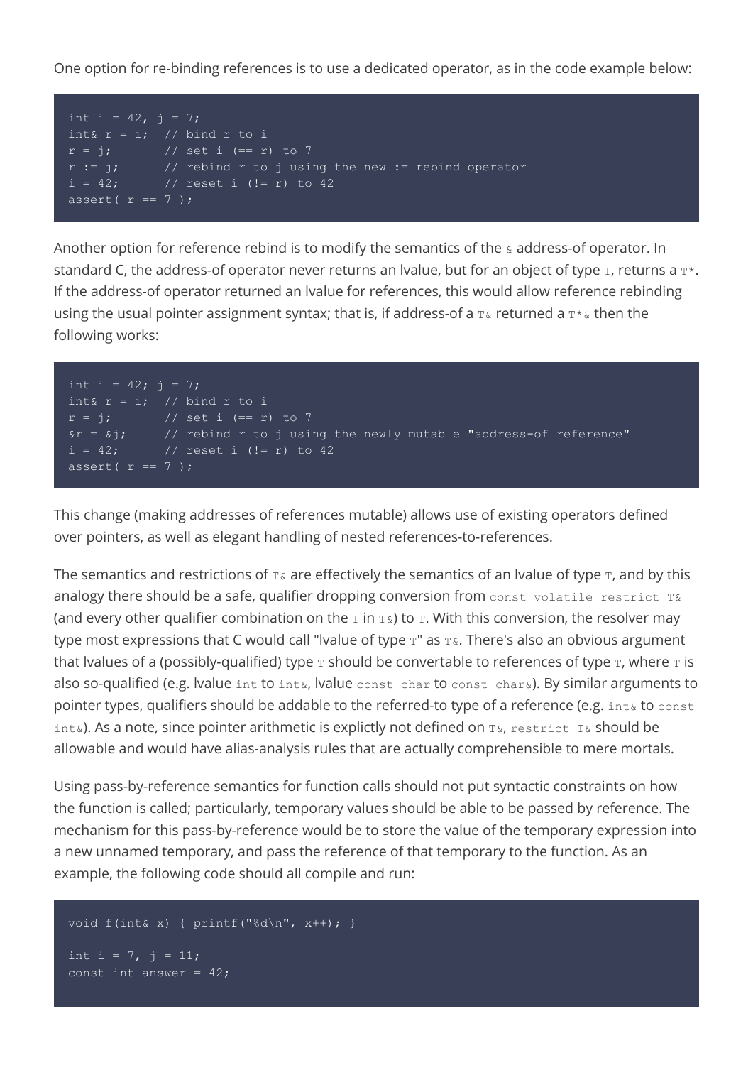One option for re-binding references is to use a dedicated operator, as in the code example below:

```
int i = 42, j = 7;
int& r = i;  // bind r to i
r = j;       // set i (== r) to 7
r := j;      // rebind r to j using the new := rebind operator
i = 42;      // reset i (!= r) to 42
assert( r == 7 );
```

Another option for reference rebind is to modify the semantics of the `&` address-of operator. In standard C, the address-of operator never returns an lvalue, but for an object of type `T`, returns a `T*`. If the address-of operator returned an lvalue for references, this would allow reference rebinding using the usual pointer assignment syntax; that is, if address-of a `T&` returned a `T*&` then the following works:

```
int i = 42; j = 7;
int& r = i;  // bind r to i
r = j;       // set i (== r) to 7
&r = &j;     // rebind r to j using the newly mutable "address-of reference"
i = 42;      // reset i (!= r) to 42
assert( r == 7 );
```

This change (making addresses of references mutable) allows use of existing operators defined over pointers, as well as elegant handling of nested references-to-references.

The semantics and restrictions of `T&` are effectively the semantics of an lvalue of type `T`, and by this analogy there should be a safe, qualifier dropping conversion from `const volatile restrict T&` (and every other qualifier combination on the `T` in `T&`) to `T`. With this conversion, the resolver may type most expressions that C would call "lvalue of type `T`" as `T&`. There's also an obvious argument that lvalues of a (possibly-qualified) type `T` should be convertable to references of type `T`, where `T` is also so-qualified (e.g. lvalue `int` to `int&`, lvalue `const char` to `const char&`). By similar arguments to pointer types, qualifiers should be addable to the referred-to type of a reference (e.g. `int&` to `const int&`). As a note, since pointer arithmetic is explictly not defined on `T&`, `restrict T&` should be allowable and would have alias-analysis rules that are actually comprehensible to mere mortals.

Using pass-by-reference semantics for function calls should not put syntactic constraints on how the function is called; particularly, temporary values should be able to be passed by reference. The mechanism for this pass-by-reference would be to store the value of the temporary expression into a new unnamed temporary, and pass the reference of that temporary to the function. As an example, the following code should all compile and run:

```
void f(int& x) { printf("%d\n", x++); }

int i = 7, j = 11;
const int answer = 42;
```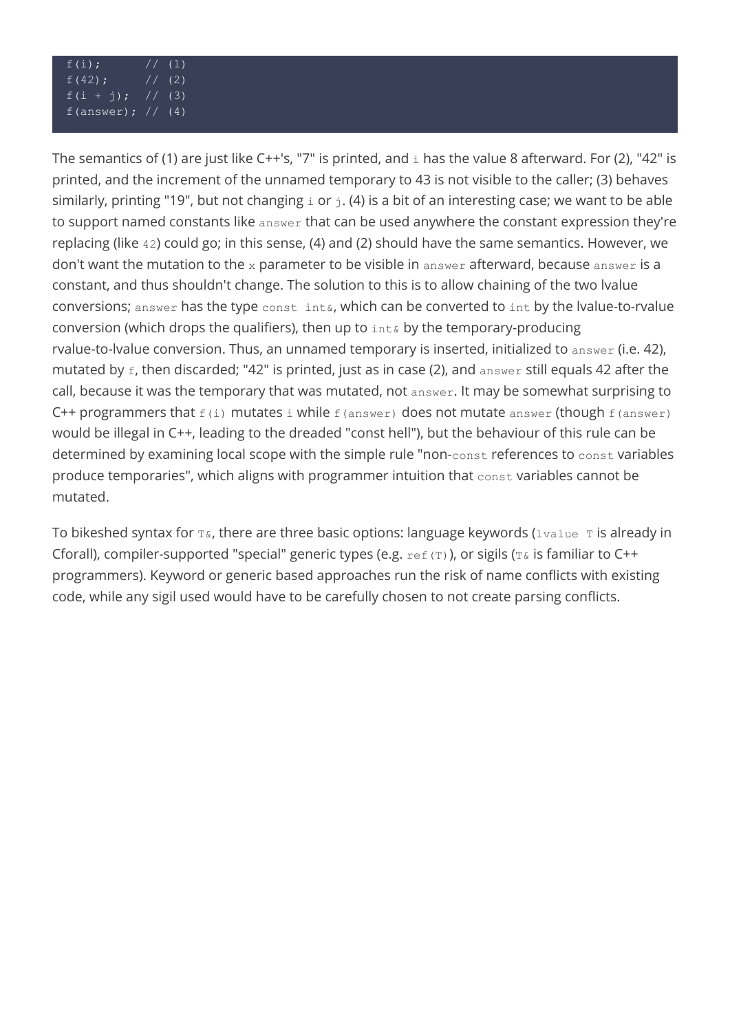```
f(i);      // (1)
f(42);     // (2)
f(i + j);  // (3)
f(answer); // (4)
```

The semantics of (1) are just like C++'s, "7" is printed, and `i` has the value 8 afterward. For (2), "42" is printed, and the increment of the unnamed temporary to 43 is not visible to the caller; (3) behaves similarly, printing "19", but not changing `i` or `j`. (4) is a bit of an interesting case; we want to be able to support named constants like `answer` that can be used anywhere the constant expression they're replacing (like `42`) could go; in this sense, (4) and (2) should have the same semantics. However, we don't want the mutation to the `x` parameter to be visible in `answer` afterward, because `answer` is a constant, and thus shouldn't change. The solution to this is to allow chaining of the two lvalue conversions; `answer` has the type `const int&`, which can be converted to `int` by the lvalue-to-rvalue conversion (which drops the qualifiers), then up to `int&` by the temporary-producing rvalue-to-lvalue conversion. Thus, an unnamed temporary is inserted, initialized to `answer` (i.e. 42), mutated by `f`, then discarded; "42" is printed, just as in case (2), and `answer` still equals 42 after the call, because it was the temporary that was mutated, not `answer`. It may be somewhat surprising to C++ programmers that `f(i)` mutates `i` while `f(answer)` does not mutate `answer` (though `f(answer)` would be illegal in C++, leading to the dreaded "const hell"), but the behaviour of this rule can be determined by examining local scope with the simple rule "non-`const` references to `const` variables produce temporaries", which aligns with programmer intuition that `const` variables cannot be mutated.

To bikeshed syntax for `T&`, there are three basic options: language keywords (`lvalue T` is already in Cforall), compiler-supported "special" generic types (e.g. `ref(T)`), or sigils (`T&` is familiar to C++ programmers). Keyword or generic based approaches run the risk of name conflicts with existing code, while any sigil used would have to be carefully chosen to not create parsing conflicts.